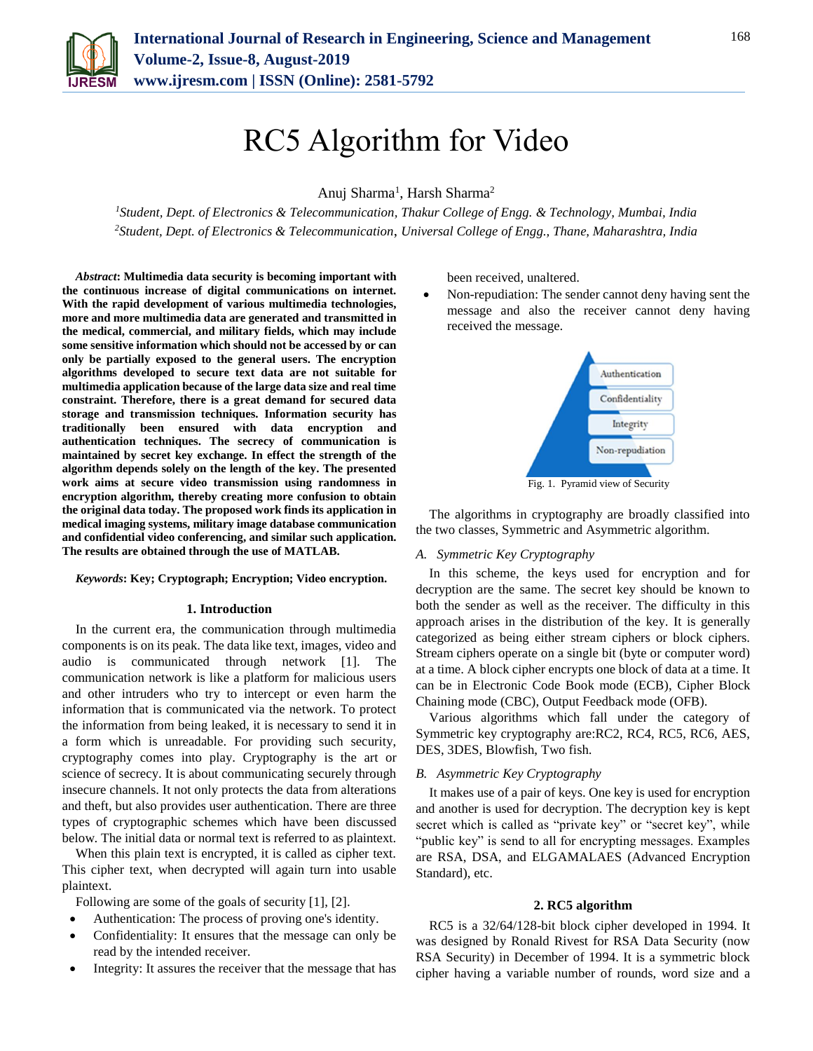# RC5 Algorithm for Video

Anuj Sharma[1], Harsh Sharma[2]

[1]*Student, Dept. of Electronics & Telecommunication, Thakur College of Engg. & Technology, Mumbai, India*
[2]*Student, Dept. of Electronics & Telecommunication, Universal College of Engg., Thane, Maharashtra, India*

***Abstract*: Multimedia data security is becoming important with the continuous increase of digital communications on internet. With the rapid development of various multimedia technologies, more and more multimedia data are generated and transmitted in the medical, commercial, and military fields, which may include some sensitive information which should not be accessed by or can only be partially exposed to the general users. The encryption algorithms developed to secure text data are not suitable for multimedia application because of the large data size and real time constraint. Therefore, there is a great demand for secured data storage and transmission techniques. Information security has traditionally been ensured with data encryption and authentication techniques. The secrecy of communication is maintained by secret key exchange. In effect the strength of the algorithm depends solely on the length of the key. The presented work aims at secure video transmission using randomness in encryption algorithm, thereby creating more confusion to obtain the original data today. The proposed work finds its application in medical imaging systems, military image database communication and confidential video conferencing, and similar such application. The results are obtained through the use of MATLAB.**

***Keywords*: Key; Cryptograph; Encryption; Video encryption.**

## 1. Introduction

In the current era, the communication through multimedia components is on its peak. The data like text, images, video and audio is communicated through network [1]. The communication network is like a platform for malicious users and other intruders who try to intercept or even harm the information that is communicated via the network. To protect the information from being leaked, it is necessary to send it in a form which is unreadable. For providing such security, cryptography comes into play. Cryptography is the art or science of secrecy. It is about communicating securely through insecure channels. It not only protects the data from alterations and theft, but also provides user authentication. There are three types of cryptographic schemes which have been discussed below. The initial data or normal text is referred to as plaintext.

When this plain text is encrypted, it is called as cipher text. This cipher text, when decrypted will again turn into usable plaintext.

Following are some of the goals of security [1], [2].

- Authentication: The process of proving one's identity.
- Confidentiality: It ensures that the message can only be read by the intended receiver.
- Integrity: It assures the receiver that the message that has been received, unaltered.
- Non-repudiation: The sender cannot deny having sent the message and also the receiver cannot deny having received the message.

Authentication
Confidentiality
Integrity
Non-repudiation

Fig. 1. Pyramid view of Security

The algorithms in cryptography are broadly classified into the two classes, Symmetric and Asymmetric algorithm.

### *A. Symmetric Key Cryptography*

In this scheme, the keys used for encryption and for decryption are the same. The secret key should be known to both the sender as well as the receiver. The difficulty in this approach arises in the distribution of the key. It is generally categorized as being either stream ciphers or block ciphers. Stream ciphers operate on a single bit (byte or computer word) at a time. A block cipher encrypts one block of data at a time. It can be in Electronic Code Book mode (ECB), Cipher Block Chaining mode (CBC), Output Feedback mode (OFB).

Various algorithms which fall under the category of Symmetric key cryptography are:RC2, RC4, RC5, RC6, AES, DES, 3DES, Blowfish, Two fish.

### *B. Asymmetric Key Cryptography*

It makes use of a pair of keys. One key is used for encryption and another is used for decryption. The decryption key is kept secret which is called as "private key" or "secret key", while "public key" is send to all for encrypting messages. Examples are RSA, DSA, and ELGAMALAES (Advanced Encryption Standard), etc.

## 2. RC5 algorithm

RC5 is a 32/64/128-bit block cipher developed in 1994. It was designed by Ronald Rivest for RSA Data Security (now RSA Security) in December of 1994. It is a symmetric block cipher having a variable number of rounds, word size and a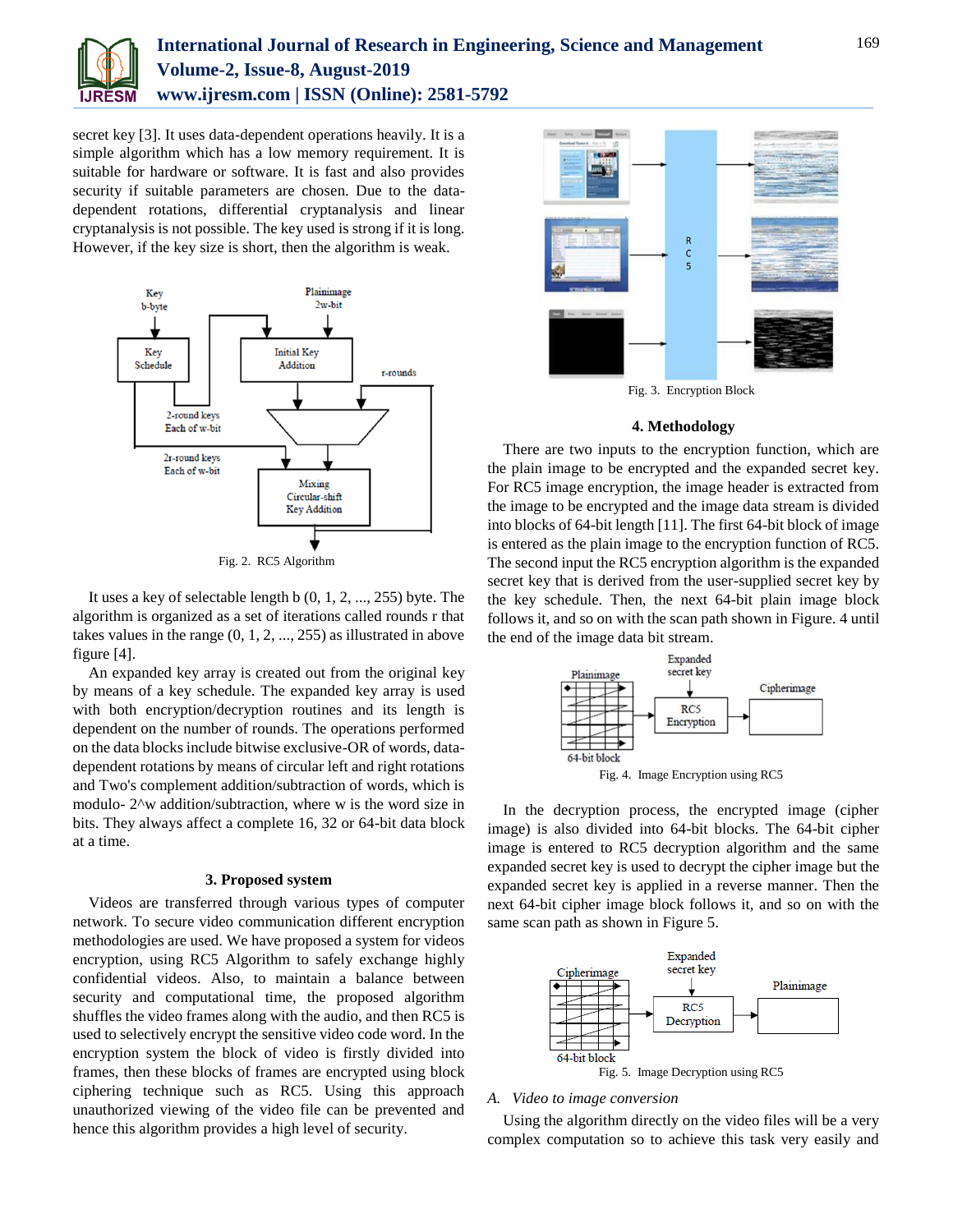secret key [3]. It uses data-dependent operations heavily. It is a simple algorithm which has a low memory requirement. It is suitable for hardware or software. It is fast and also provides security if suitable parameters are chosen. Due to the data-dependent rotations, differential cryptanalysis and linear cryptanalysis is not possible. The key used is strong if it is long. However, if the key size is short, then the algorithm is weak.

Fig. 2. RC5 Algorithm

It uses a key of selectable length b (0, 1, 2, ..., 255) byte. The algorithm is organized as a set of iterations called rounds r that takes values in the range (0, 1, 2, ..., 255) as illustrated in above figure [4].

An expanded key array is created out from the original key by means of a key schedule. The expanded key array is used with both encryption/decryption routines and its length is dependent on the number of rounds. The operations performed on the data blocks include bitwise exclusive-OR of words, data-dependent rotations by means of circular left and right rotations and Two's complement addition/subtraction of words, which is modulo- 2^w addition/subtraction, where w is the word size in bits. They always affect a complete 16, 32 or 64-bit data block at a time.

### 3. Proposed system

Videos are transferred through various types of computer network. To secure video communication different encryption methodologies are used. We have proposed a system for videos encryption, using RC5 Algorithm to safely exchange highly confidential videos. Also, to maintain a balance between security and computational time, the proposed algorithm shuffles the video frames along with the audio, and then RC5 is used to selectively encrypt the sensitive video code word. In the encryption system the block of video is firstly divided into frames, then these blocks of frames are encrypted using block ciphering technique such as RC5. Using this approach unauthorized viewing of the video file can be prevented and hence this algorithm provides a high level of security.

Fig. 3. Encryption Block

### 4. Methodology

There are two inputs to the encryption function, which are the plain image to be encrypted and the expanded secret key. For RC5 image encryption, the image header is extracted from the image to be encrypted and the image data stream is divided into blocks of 64-bit length [11]. The first 64-bit block of image is entered as the plain image to the encryption function of RC5. The second input the RC5 encryption algorithm is the expanded secret key that is derived from the user-supplied secret key by the key schedule. Then, the next 64-bit plain image block follows it, and so on with the scan path shown in Figure. 4 until the end of the image data bit stream.

Fig. 4. Image Encryption using RC5

In the decryption process, the encrypted image (cipher image) is also divided into 64-bit blocks. The 64-bit cipher image is entered to RC5 decryption algorithm and the same expanded secret key is used to decrypt the cipher image but the expanded secret key is applied in a reverse manner. Then the next 64-bit cipher image block follows it, and so on with the same scan path as shown in Figure 5.

Fig. 5. Image Decryption using RC5

#### *A. Video to image conversion*

Using the algorithm directly on the video files will be a very complex computation so to achieve this task very easily and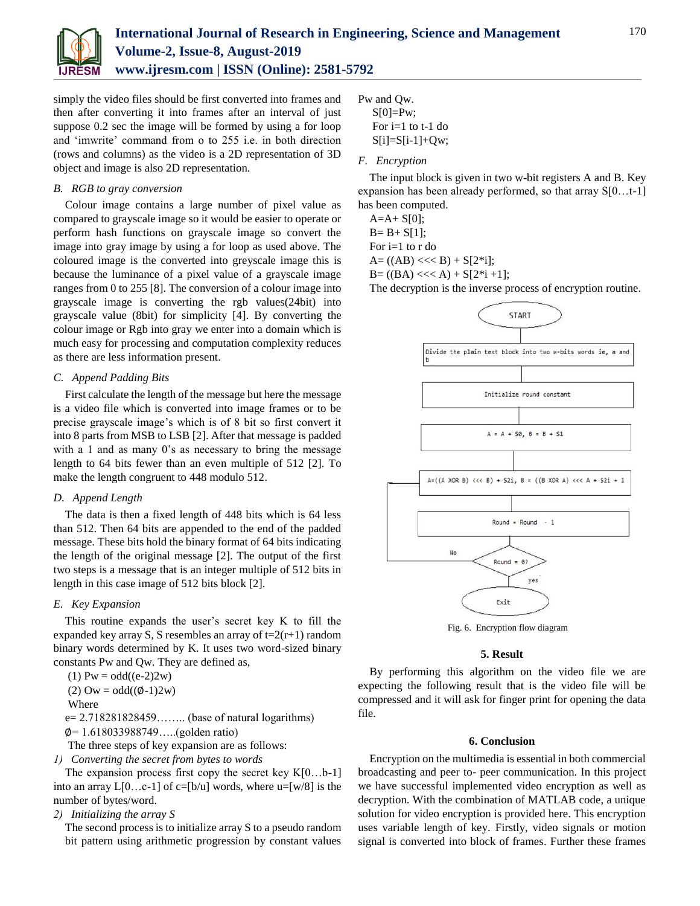simply the video files should be first converted into frames and then after converting it into frames after an interval of just suppose 0.2 sec the image will be formed by using a for loop and 'imwrite' command from o to 255 i.e. in both direction (rows and columns) as the video is a 2D representation of 3D object and image is also 2D representation.

### *B. RGB to gray conversion*

Colour image contains a large number of pixel value as compared to grayscale image so it would be easier to operate or perform hash functions on grayscale image so convert the image into gray image by using a for loop as used above. The coloured image is the converted into greyscale image this is because the luminance of a pixel value of a grayscale image ranges from 0 to 255 [8]. The conversion of a colour image into grayscale image is converting the rgb values(24bit) into grayscale value (8bit) for simplicity [4]. By converting the colour image or Rgb into gray we enter into a domain which is much easy for processing and computation complexity reduces as there are less information present.

### *C. Append Padding Bits*

First calculate the length of the message but here the message is a video file which is converted into image frames or to be precise grayscale image's which is of 8 bit so first convert it into 8 parts from MSB to LSB [2]. After that message is padded with a 1 and as many 0's as necessary to bring the message length to 64 bits fewer than an even multiple of 512 [2]. To make the length congruent to 448 modulo 512.

### *D. Append Length*

The data is then a fixed length of 448 bits which is 64 less than 512. Then 64 bits are appended to the end of the padded message. These bits hold the binary format of 64 bits indicating the length of the original message [2]. The output of the first two steps is a message that is an integer multiple of 512 bits in length in this case image of 512 bits block [2].

### *E. Key Expansion*

This routine expands the user's secret key K to fill the expanded key array S, S resembles an array of $t=2(r+1)$ random binary words determined by K. It uses two word-sized binary constants Pw and Qw. They are defined as,

(1) $Pw = odd((e-2)2w)$

(2) $Ow = odd((\emptyset-1)2w)$

Where

e= 2.718281828459…….. (base of natural logarithms)

∅= 1.618033988749…..(golden ratio)

The three steps of key expansion are as follows:

*1) Converting the secret from bytes to words*

The expansion process first copy the secret key K[0…b-1] into an array L[0…c-1] of c=[b/u] words, where u=[w/8] is the number of bytes/word.

*2) Initializing the array S*

The second process is to initialize array S to a pseudo random bit pattern using arithmetic progression by constant values Pw and Qw.

```
S[0]=Pw;
For i=1 to t-1 do
S[i]=S[i-1]+Qw;
```

### *F. Encryption*

The input block is given in two w-bit registers A and B. Key expansion has been already performed, so that array S[0…t-1] has been computed.

```
A=A+ S[0];
B= B+ S[1];
For i=1 to r do
A= ((AB) <<< B) + S[2*i];
B= ((BA) <<< A) + S[2*i +1];
```

The decryption is the inverse process of encryption routine.

START → Divide the plain text block into two w-bits words ie, a and b → Initialize round constant → A = A + S0, B = B + S1 → A=((A XOR B) <<< B) + S2i, B = ((B XOR A) <<< A + S2i + 1 → Round = Round - 1 → Round = 0? (No: loop back; yes: Exit)

Fig. 6. Encryption flow diagram

## 5. Result

By performing this algorithm on the video file we are expecting the following result that is the video file will be compressed and it will ask for finger print for opening the data file.

## 6. Conclusion

Encryption on the multimedia is essential in both commercial broadcasting and peer to- peer communication. In this project we have successful implemented video encryption as well as decryption. With the combination of MATLAB code, a unique solution for video encryption is provided here. This encryption uses variable length of key. Firstly, video signals or motion signal is converted into block of frames. Further these frames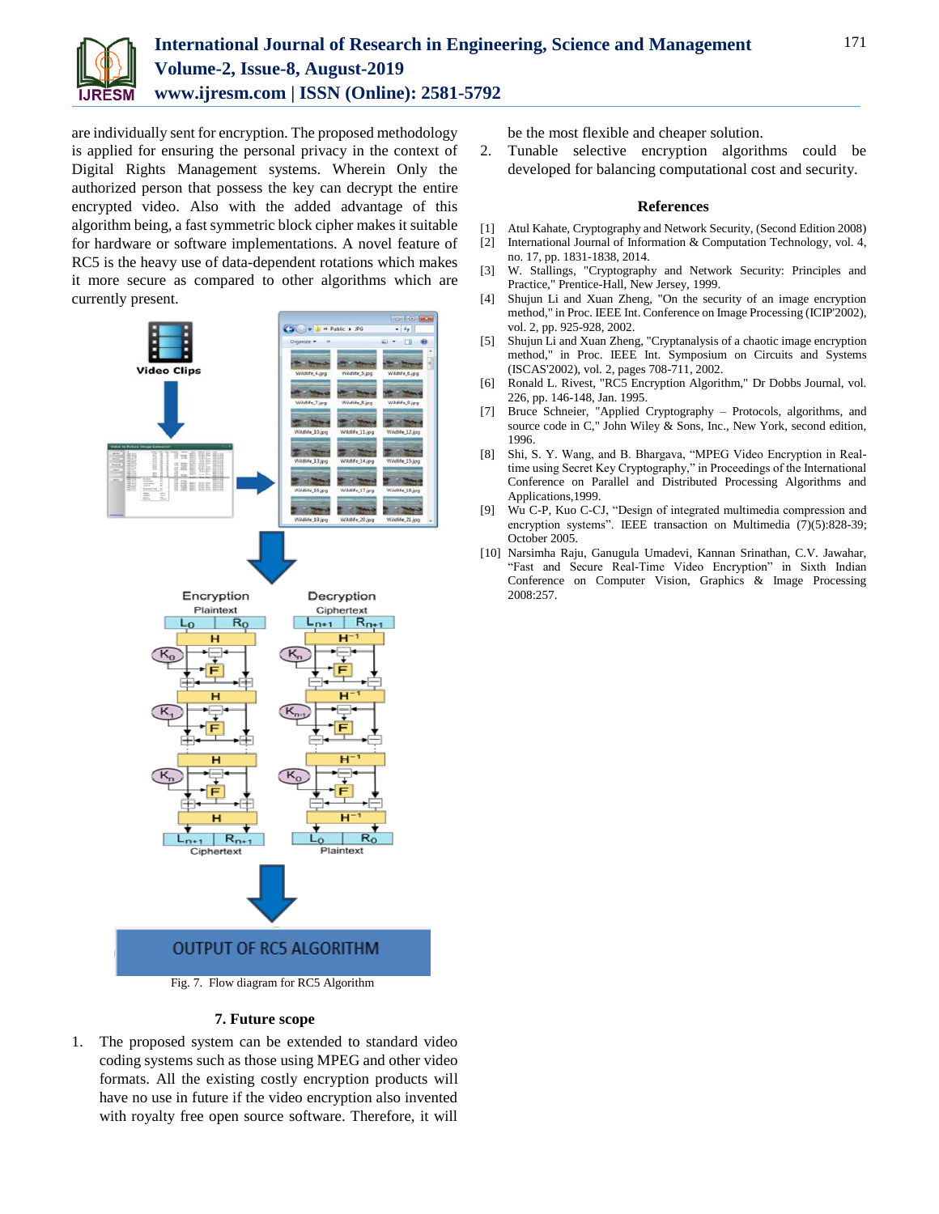are individually sent for encryption. The proposed methodology is applied for ensuring the personal privacy in the context of Digital Rights Management systems. Wherein Only the authorized person that possess the key can decrypt the entire encrypted video. Also with the added advantage of this algorithm being, a fast symmetric block cipher makes it suitable for hardware or software implementations. A novel feature of RC5 is the heavy use of data-dependent rotations which makes it more secure as compared to other algorithms which are currently present.

Fig. 7. Flow diagram for RC5 Algorithm

## 7. Future scope

1. The proposed system can be extended to standard video coding systems such as those using MPEG and other video formats. All the existing costly encryption products will have no use in future if the video encryption also invented with royalty free open source software. Therefore, it will be the most flexible and cheaper solution.
2. Tunable selective encryption algorithms could be developed for balancing computational cost and security.

## References

[1] Atul Kahate, Cryptography and Network Security, (Second Edition 2008)

[2] International Journal of Information & Computation Technology, vol. 4, no. 17, pp. 1831-1838, 2014.

[3] W. Stallings, "Cryptography and Network Security: Principles and Practice," Prentice-Hall, New Jersey, 1999.

[4] Shujun Li and Xuan Zheng, "On the security of an image encryption method," in Proc. IEEE Int. Conference on Image Processing (ICIP'2002), vol. 2, pp. 925-928, 2002.

[5] Shujun Li and Xuan Zheng, "Cryptanalysis of a chaotic image encryption method," in Proc. IEEE Int. Symposium on Circuits and Systems (ISCAS'2002), vol. 2, pages 708-711, 2002.

[6] Ronald L. Rivest, "RC5 Encryption Algorithm," Dr Dobbs Journal, vol. 226, pp. 146-148, Jan. 1995.

[7] Bruce Schneier, "Applied Cryptography – Protocols, algorithms, and source code in C," John Wiley & Sons, Inc., New York, second edition, 1996.

[8] Shi, S. Y. Wang, and B. Bhargava, "MPEG Video Encryption in Real-time using Secret Key Cryptography," in Proceedings of the International Conference on Parallel and Distributed Processing Algorithms and Applications,1999.

[9] Wu C-P, Kuo C-CJ, "Design of integrated multimedia compression and encryption systems". IEEE transaction on Multimedia (7)(5):828-39; October 2005.

[10] Narsimha Raju, Ganugula Umadevi, Kannan Srinathan, C.V. Jawahar, "Fast and Secure Real-Time Video Encryption" in Sixth Indian Conference on Computer Vision, Graphics & Image Processing 2008:257.